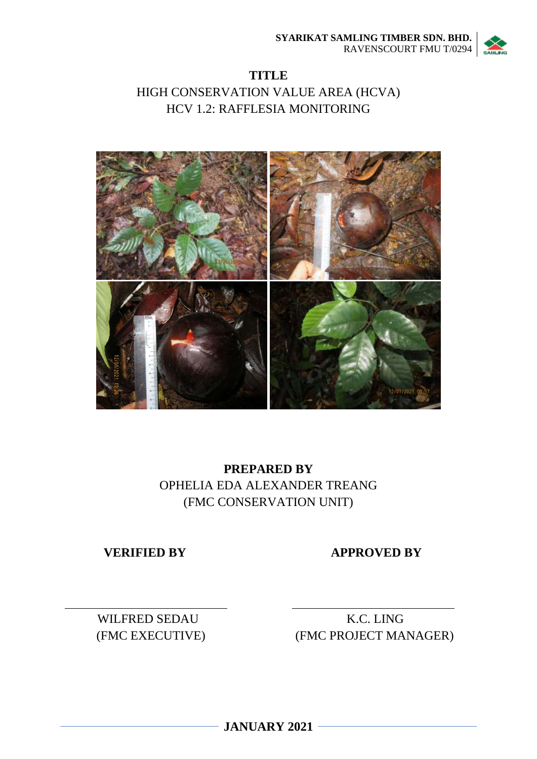SYARIKAT SAMLING TIMBER SDN. BHD.
RAVENSCOURT FMU T/0294

# TITLE

HIGH CONSERVATION VALUE AREA (HCVA)
HCV 1.2: RAFFLESIA MONITORING

**PREPARED BY**
OPHELIA EDA ALEXANDER TREANG
(FMC CONSERVATION UNIT)

| **VERIFIED BY** | **APPROVED BY** |
|---|---|
| WILFRED SEDAU (FMC EXECUTIVE) | K.C. LING (FMC PROJECT MANAGER) |

**JANUARY 2021**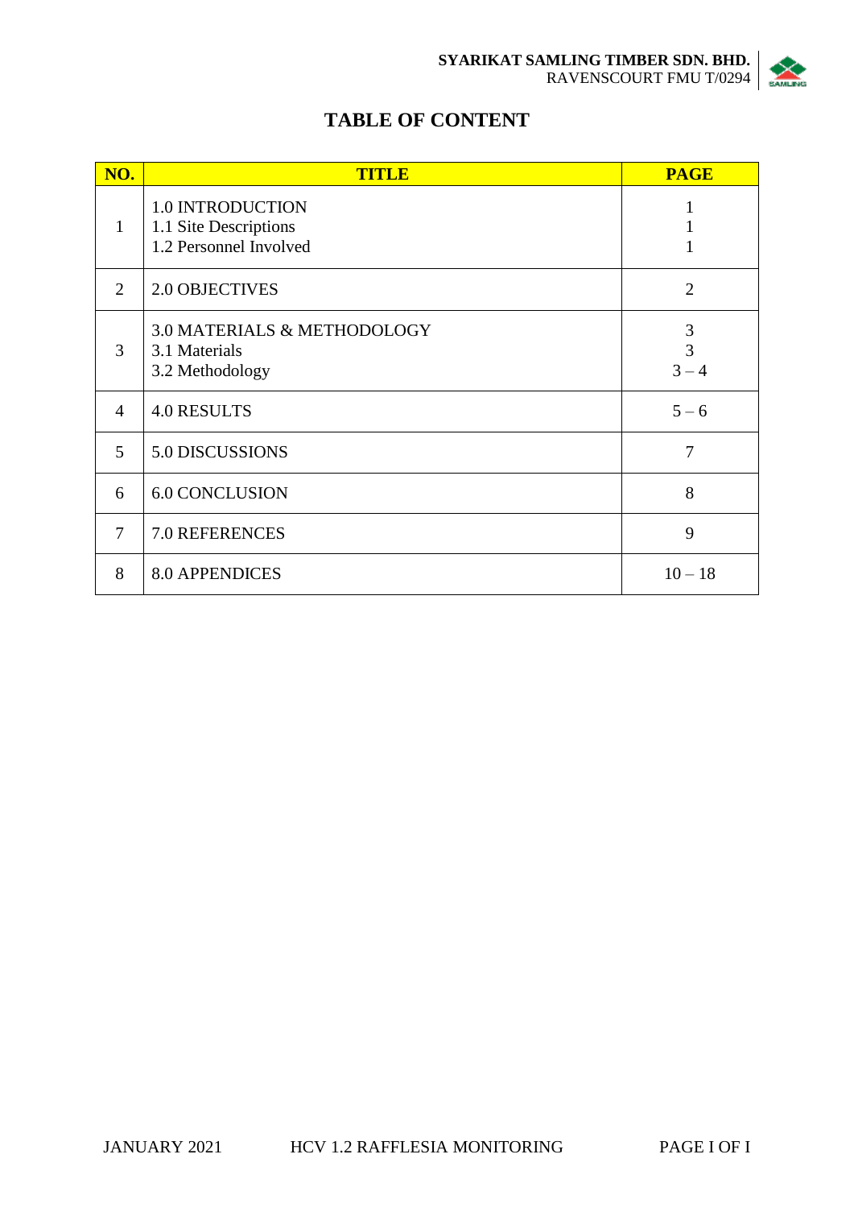# TABLE OF CONTENT

| NO. | TITLE | PAGE |
|---|---|---|
| 1 | 1.0 INTRODUCTION<br>1.1 Site Descriptions<br>1.2 Personnel Involved | 1<br>1<br>1 |
| 2 | 2.0 OBJECTIVES | 2 |
| 3 | 3.0 MATERIALS & METHODOLOGY<br>3.1 Materials<br>3.2 Methodology | 3<br>3<br>3 – 4 |
| 4 | 4.0 RESULTS | 5 – 6 |
| 5 | 5.0 DISCUSSIONS | 7 |
| 6 | 6.0 CONCLUSION | 8 |
| 7 | 7.0 REFERENCES | 9 |
| 8 | 8.0 APPENDICES | 10 – 18 |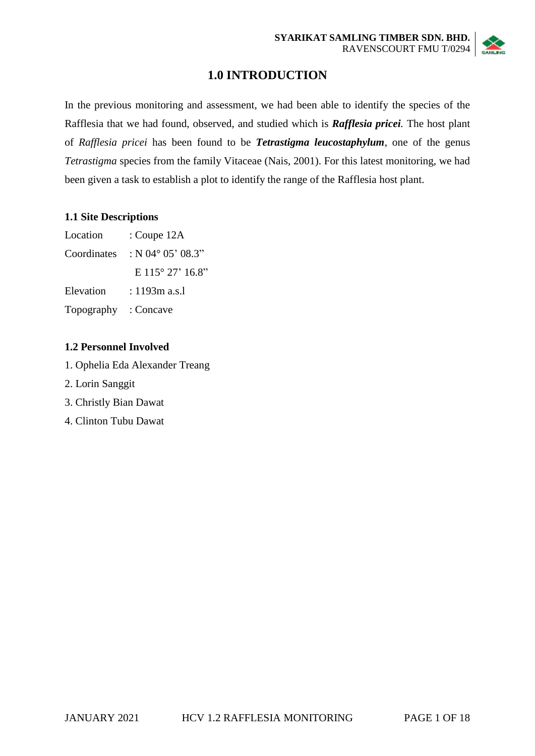# 1.0 INTRODUCTION

In the previous monitoring and assessment, we had been able to identify the species of the Rafflesia that we had found, observed, and studied which is ***Rafflesia pricei***. The host plant of *Rafflesia pricei* has been found to be ***Tetrastigma leucostaphylum***, one of the genus *Tetrastigma* species from the family Vitaceae (Nais, 2001). For this latest monitoring, we had been given a task to establish a plot to identify the range of the Rafflesia host plant.

### 1.1 Site Descriptions

Location : Coupe 12A

Coordinates : N 04° 05' 08.3"
E 115° 27' 16.8"

Elevation : 1193m a.s.l

Topography : Concave

### 1.2 Personnel Involved

1. Ophelia Eda Alexander Treang
2. Lorin Sanggit
3. Christly Bian Dawat
4. Clinton Tubu Dawat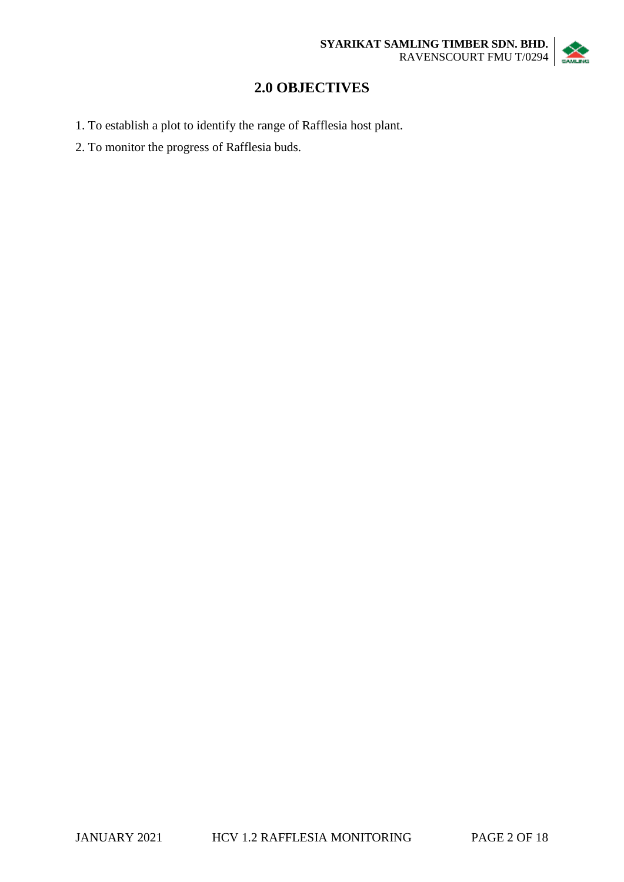## 2.0 OBJECTIVES

1. To establish a plot to identify the range of Rafflesia host plant.
2. To monitor the progress of Rafflesia buds.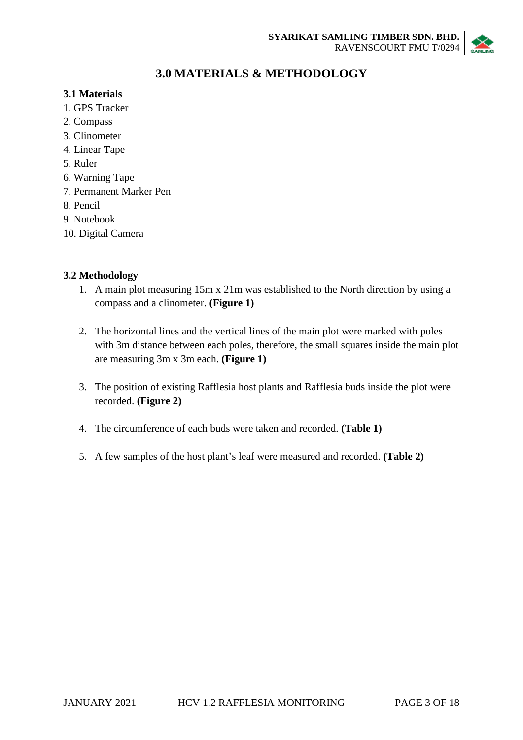# 3.0 MATERIALS & METHODOLOGY

### 3.1 Materials

1. GPS Tracker
2. Compass
3. Clinometer
4. Linear Tape
5. Ruler
6. Warning Tape
7. Permanent Marker Pen
8. Pencil
9. Notebook
10. Digital Camera

### 3.2 Methodology

1. A main plot measuring 15m x 21m was established to the North direction by using a compass and a clinometer. **(Figure 1)**

2. The horizontal lines and the vertical lines of the main plot were marked with poles with 3m distance between each poles, therefore, the small squares inside the main plot are measuring 3m x 3m each. **(Figure 1)**

3. The position of existing Rafflesia host plants and Rafflesia buds inside the plot were recorded. **(Figure 2)**

4. The circumference of each buds were taken and recorded. **(Table 1)**

5. A few samples of the host plant's leaf were measured and recorded. **(Table 2)**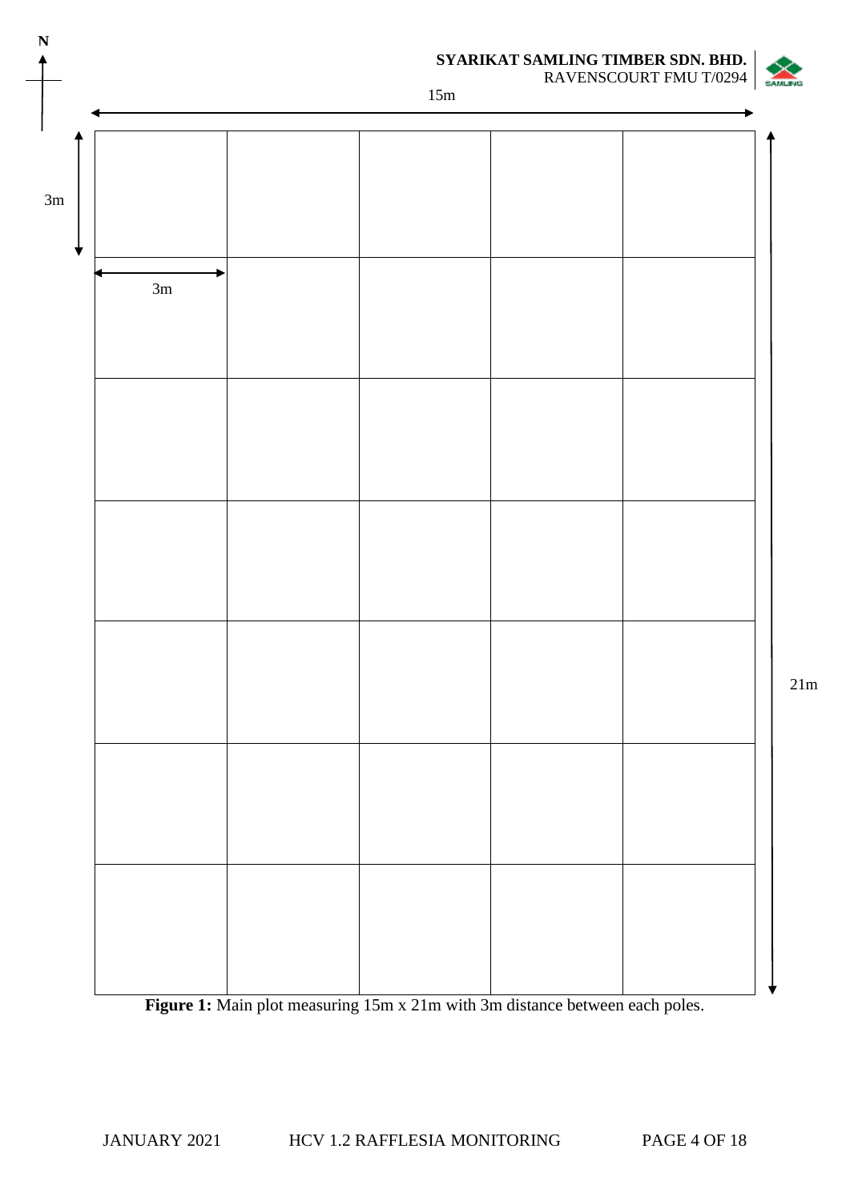Figure 1: Main plot measuring 15m x 21m with 3m distance between each poles.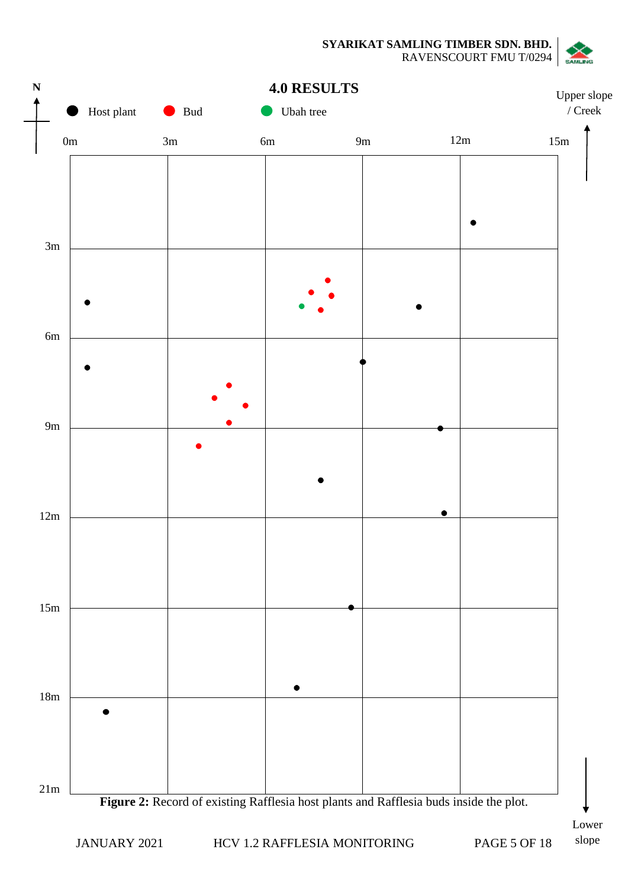# 4.0 RESULTS

Host plant | Bud | Ubah tree

N

Upper slope / Creek

0m | 3m | 6m | 9m | 12m | 15m

3m

6m

9m

12m

15m

18m

21m

Lower slope

**Figure 2:** Record of existing Rafflesia host plants and Rafflesia buds inside the plot.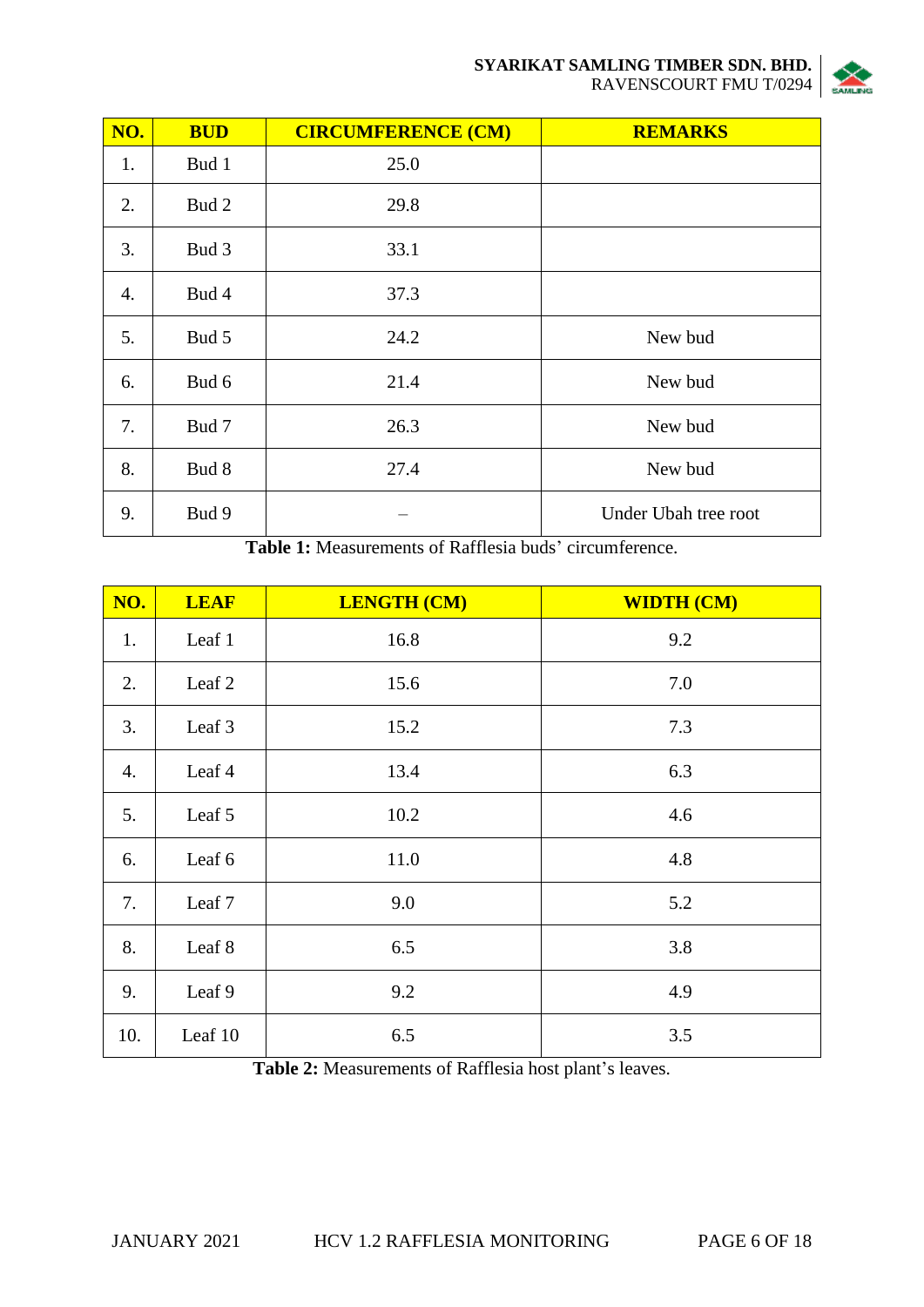| NO. | BUD | CIRCUMFERENCE (CM) | REMARKS |
|---|---|---|---|
| 1. | Bud 1 | 25.0 | |
| 2. | Bud 2 | 29.8 | |
| 3. | Bud 3 | 33.1 | |
| 4. | Bud 4 | 37.3 | |
| 5. | Bud 5 | 24.2 | New bud |
| 6. | Bud 6 | 21.4 | New bud |
| 7. | Bud 7 | 26.3 | New bud |
| 8. | Bud 8 | 27.4 | New bud |
| 9. | Bud 9 | – | Under Ubah tree root |

**Table 1:** Measurements of Rafflesia buds' circumference.

| NO. | LEAF | LENGTH (CM) | WIDTH (CM) |
|---|---|---|---|
| 1. | Leaf 1 | 16.8 | 9.2 |
| 2. | Leaf 2 | 15.6 | 7.0 |
| 3. | Leaf 3 | 15.2 | 7.3 |
| 4. | Leaf 4 | 13.4 | 6.3 |
| 5. | Leaf 5 | 10.2 | 4.6 |
| 6. | Leaf 6 | 11.0 | 4.8 |
| 7. | Leaf 7 | 9.0 | 5.2 |
| 8. | Leaf 8 | 6.5 | 3.8 |
| 9. | Leaf 9 | 9.2 | 4.9 |
| 10. | Leaf 10 | 6.5 | 3.5 |

**Table 2:** Measurements of Rafflesia host plant's leaves.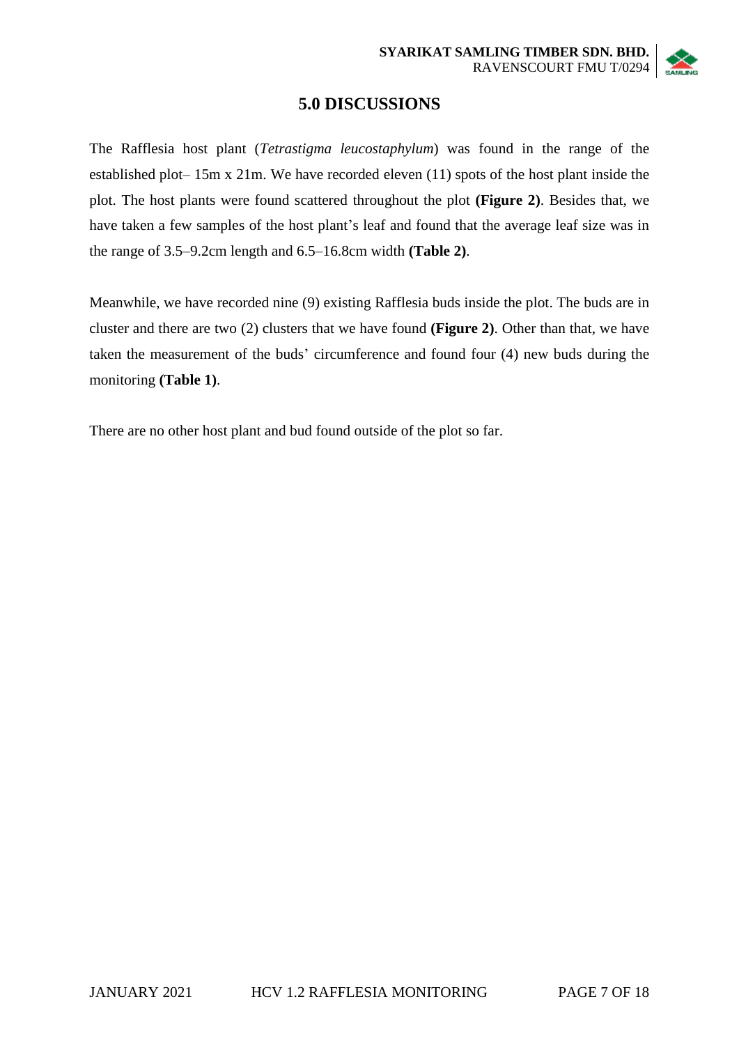# 5.0 DISCUSSIONS

The Rafflesia host plant (*Tetrastigma leucostaphylum*) was found in the range of the established plot– 15m x 21m. We have recorded eleven (11) spots of the host plant inside the plot. The host plants were found scattered throughout the plot **(Figure 2)**. Besides that, we have taken a few samples of the host plant's leaf and found that the average leaf size was in the range of 3.5–9.2cm length and 6.5–16.8cm width **(Table 2)**.

Meanwhile, we have recorded nine (9) existing Rafflesia buds inside the plot. The buds are in cluster and there are two (2) clusters that we have found **(Figure 2)**. Other than that, we have taken the measurement of the buds' circumference and found four (4) new buds during the monitoring **(Table 1)**.

There are no other host plant and bud found outside of the plot so far.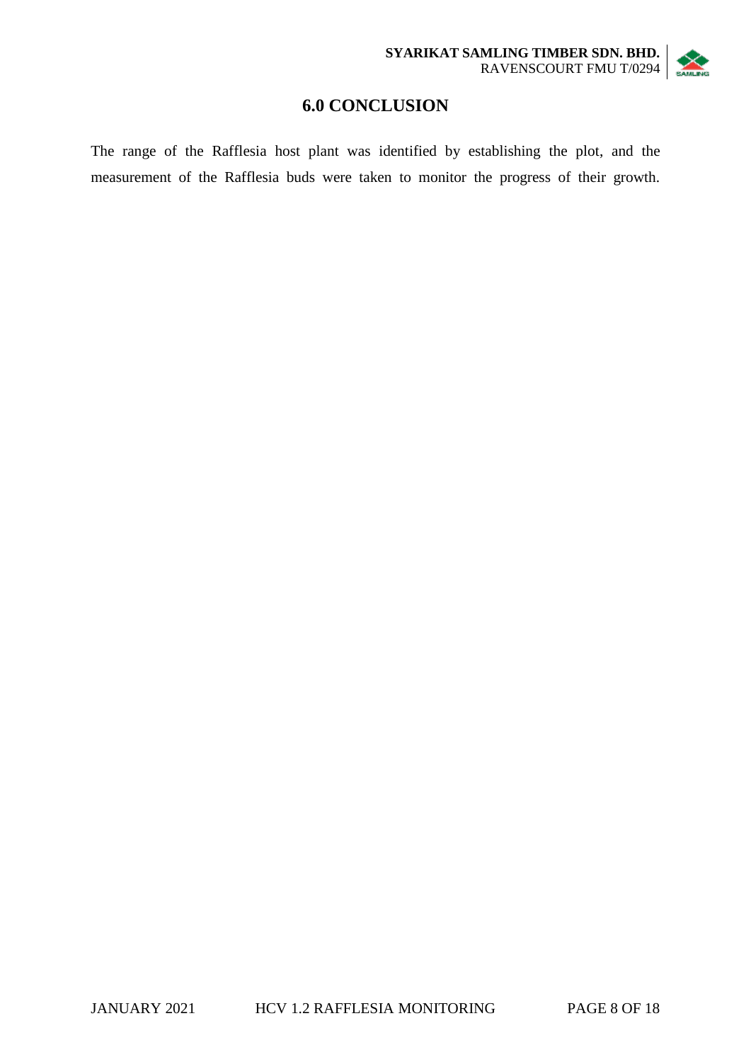# 6.0 CONCLUSION

The range of the Rafflesia host plant was identified by establishing the plot, and the measurement of the Rafflesia buds were taken to monitor the progress of their growth.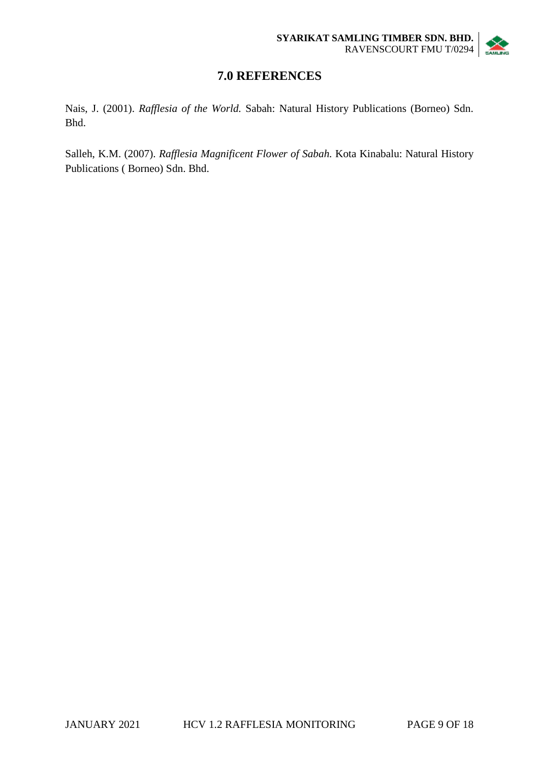# 7.0 REFERENCES

Nais, J. (2001). *Rafflesia of the World.* Sabah: Natural History Publications (Borneo) Sdn. Bhd.

Salleh, K.M. (2007). *Rafflesia Magnificent Flower of Sabah.* Kota Kinabalu: Natural History Publications ( Borneo) Sdn. Bhd.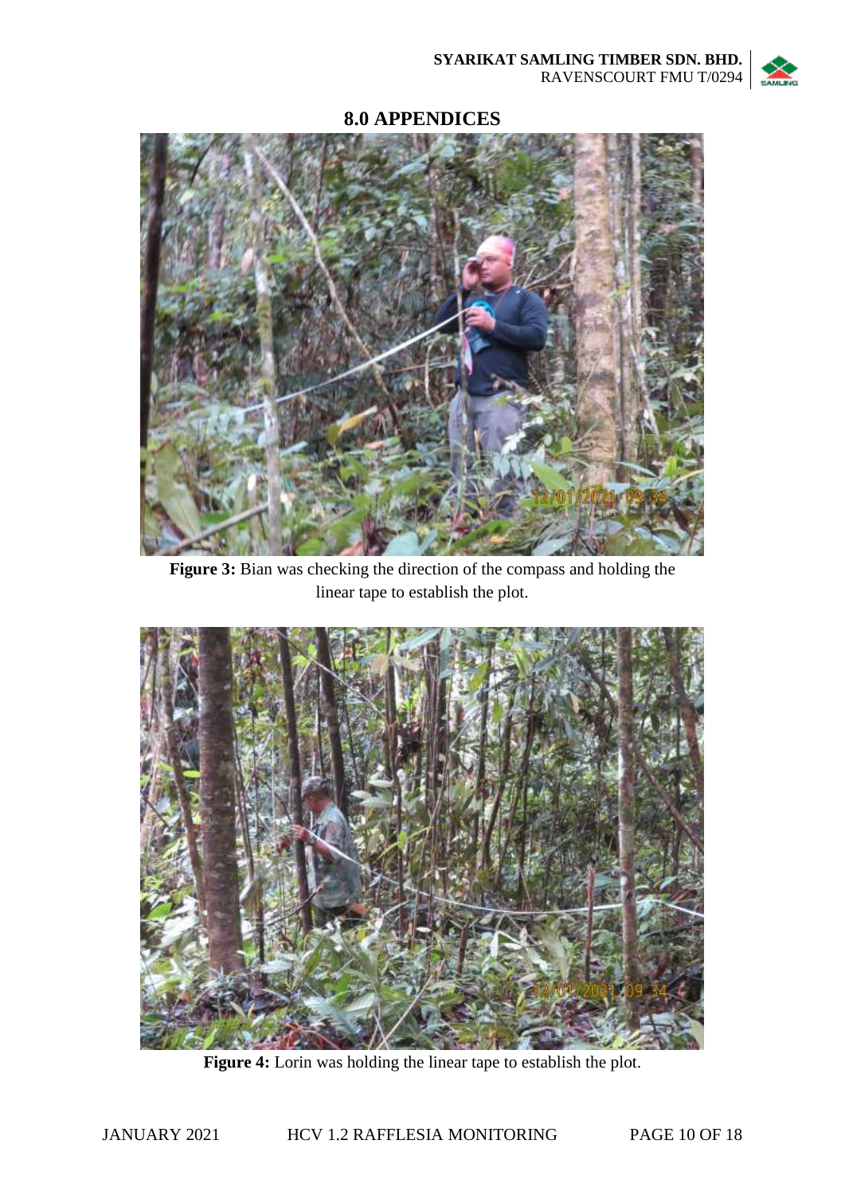# 8.0 APPENDICES

**Figure 3:** Bian was checking the direction of the compass and holding the linear tape to establish the plot.

**Figure 4:** Lorin was holding the linear tape to establish the plot.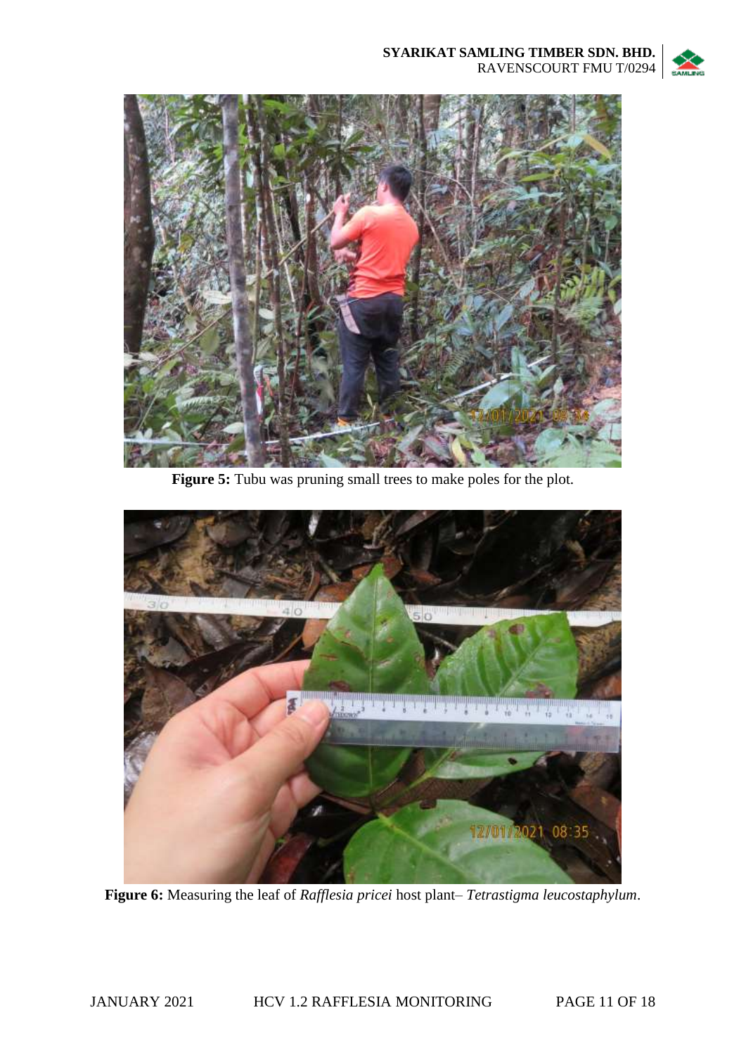**Figure 5:** Tubu was pruning small trees to make poles for the plot.

**Figure 6:** Measuring the leaf of *Rafflesia pricei* host plant– *Tetrastigma leucostaphylum*.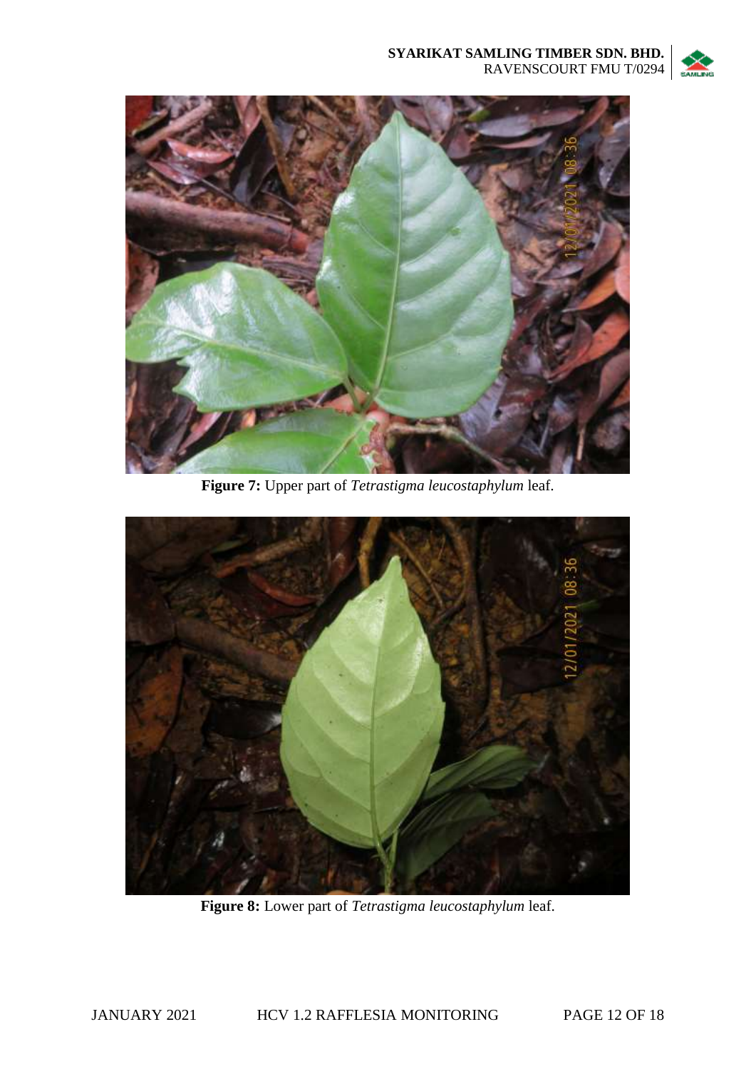**Figure 7:** Upper part of *Tetrastigma leucostaphylum* leaf.

**Figure 8:** Lower part of *Tetrastigma leucostaphylum* leaf.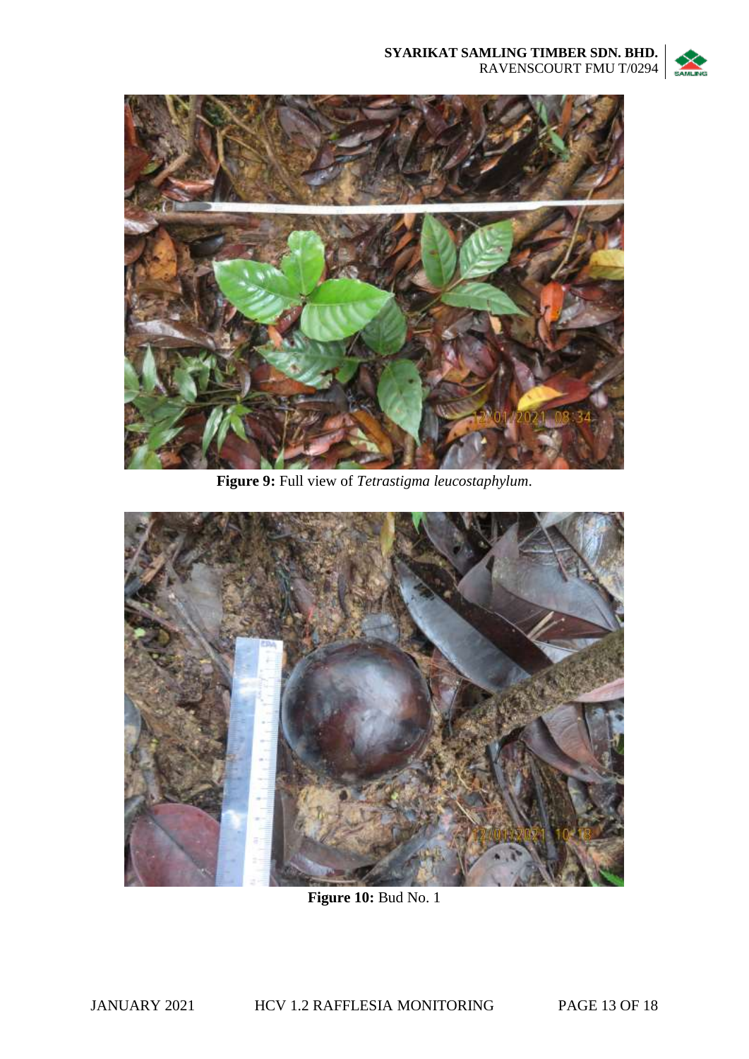**Figure 9:** Full view of *Tetrastigma leucostaphylum*.

**Figure 10:** Bud No. 1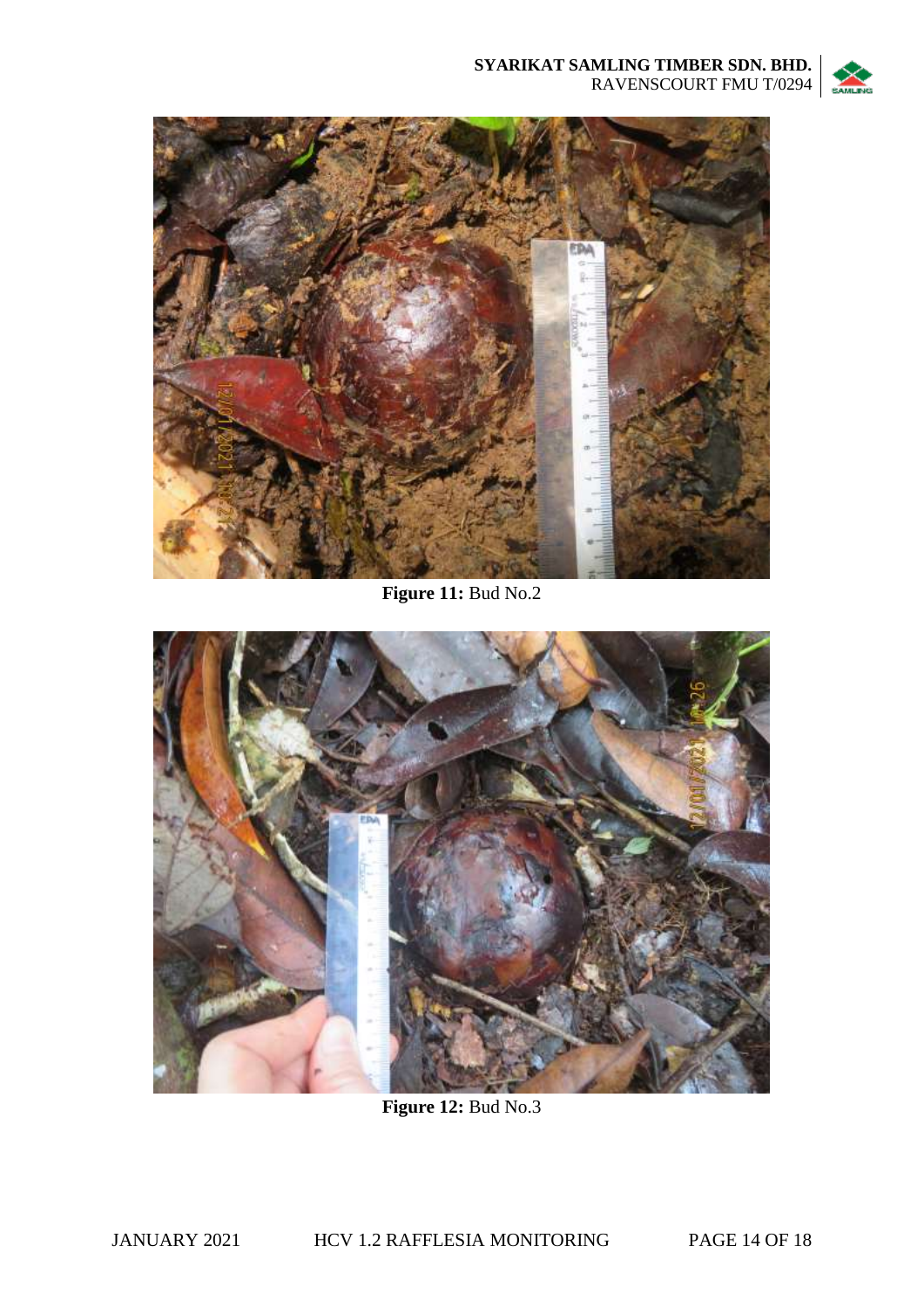**Figure 11:** Bud No.2

**Figure 12:** Bud No.3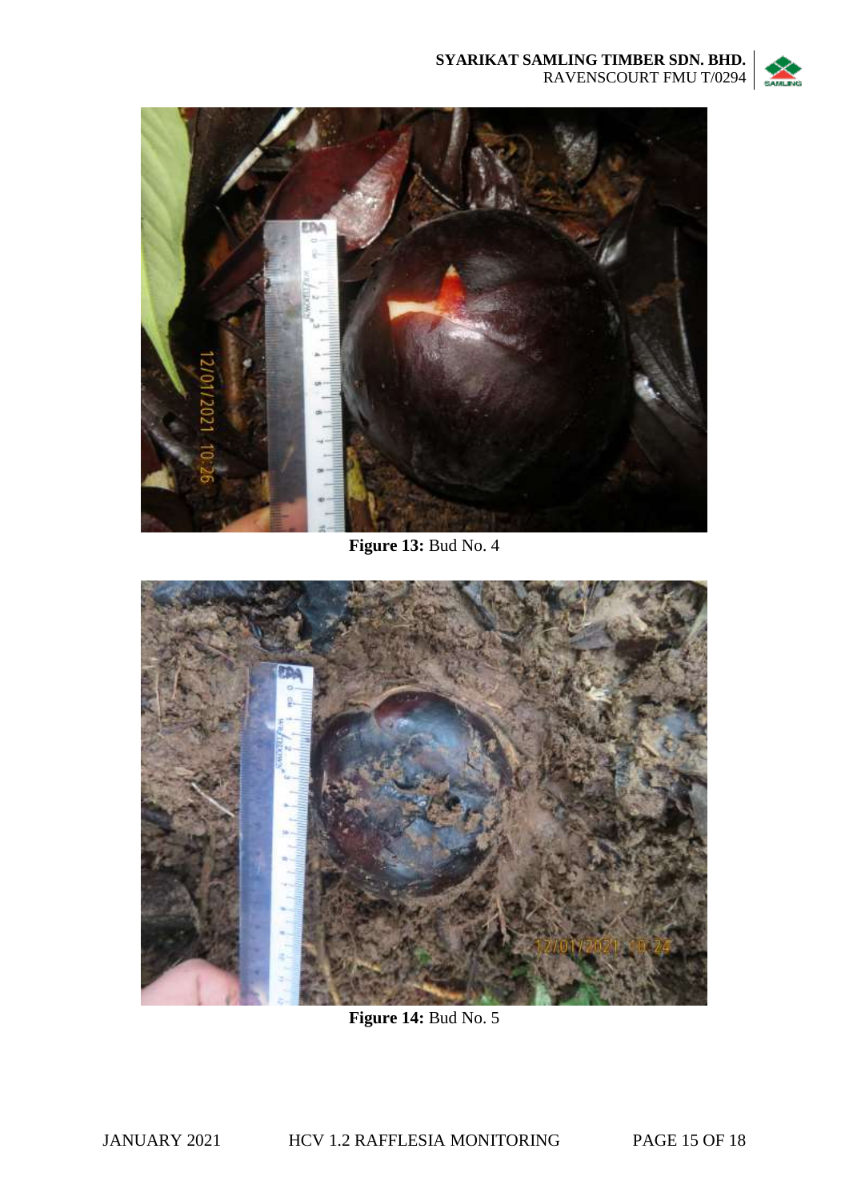**Figure 13:** Bud No. 4

**Figure 14:** Bud No. 5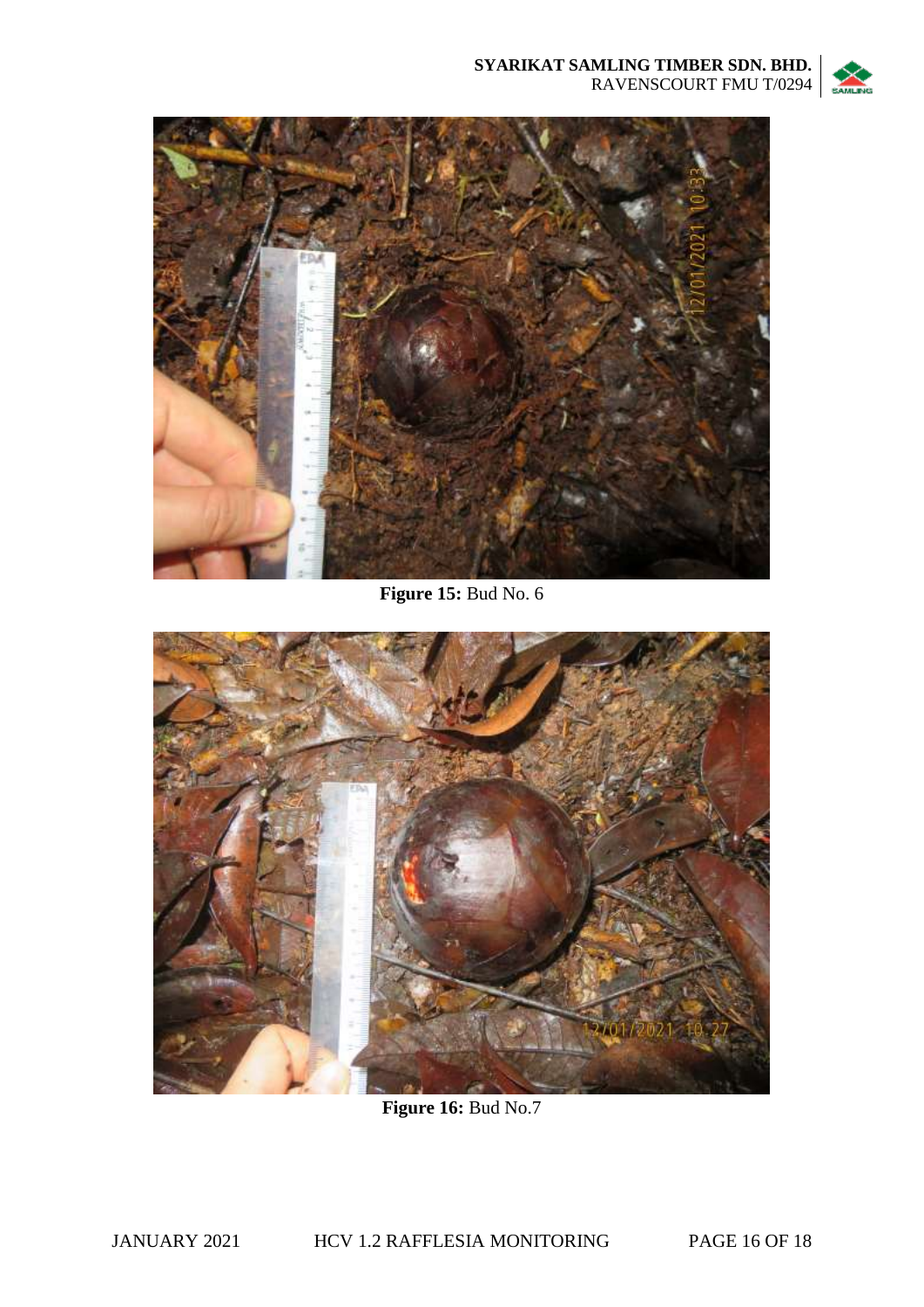**Figure 15:** Bud No. 6

**Figure 16:** Bud No.7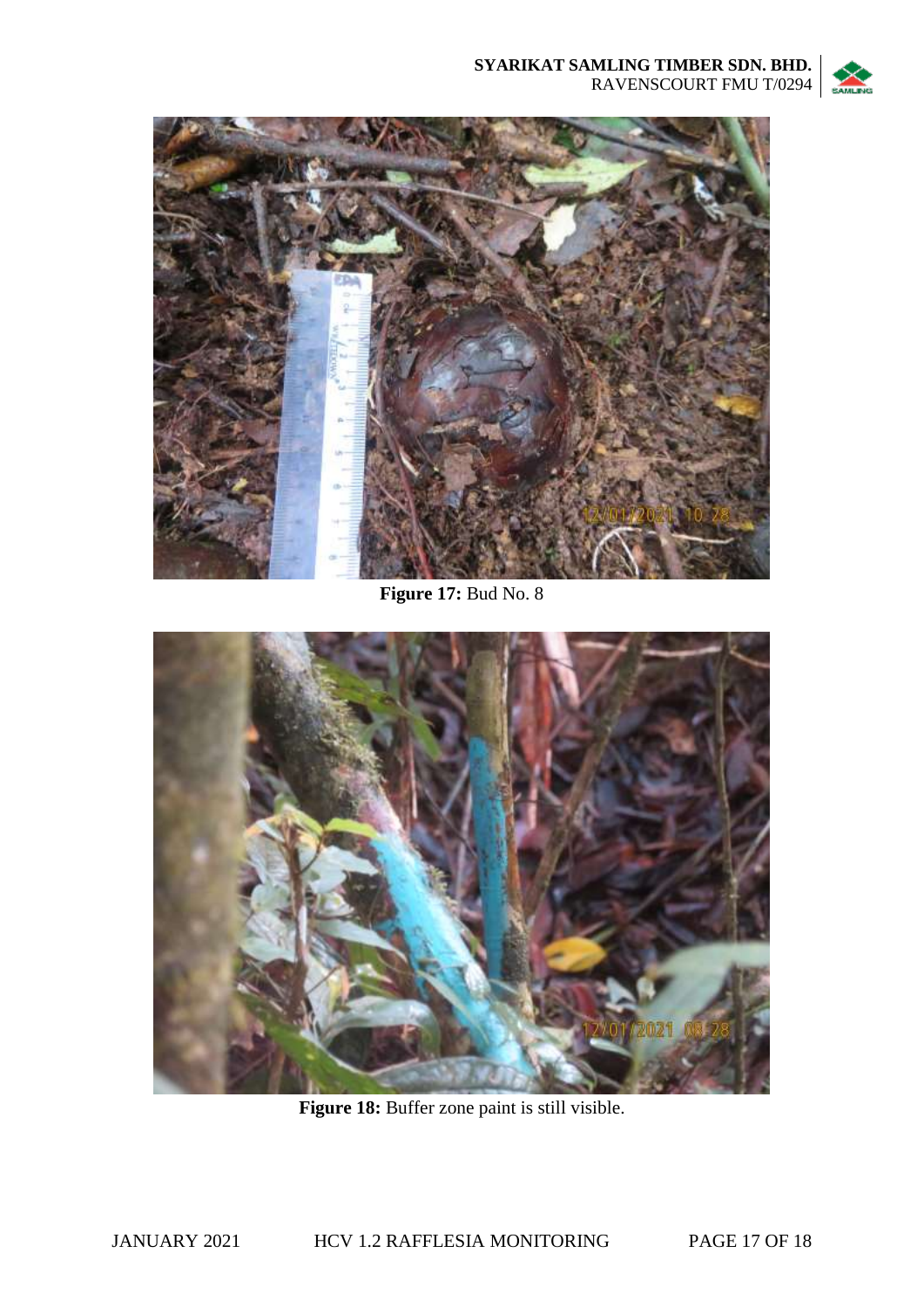**Figure 17:** Bud No. 8

**Figure 18:** Buffer zone paint is still visible.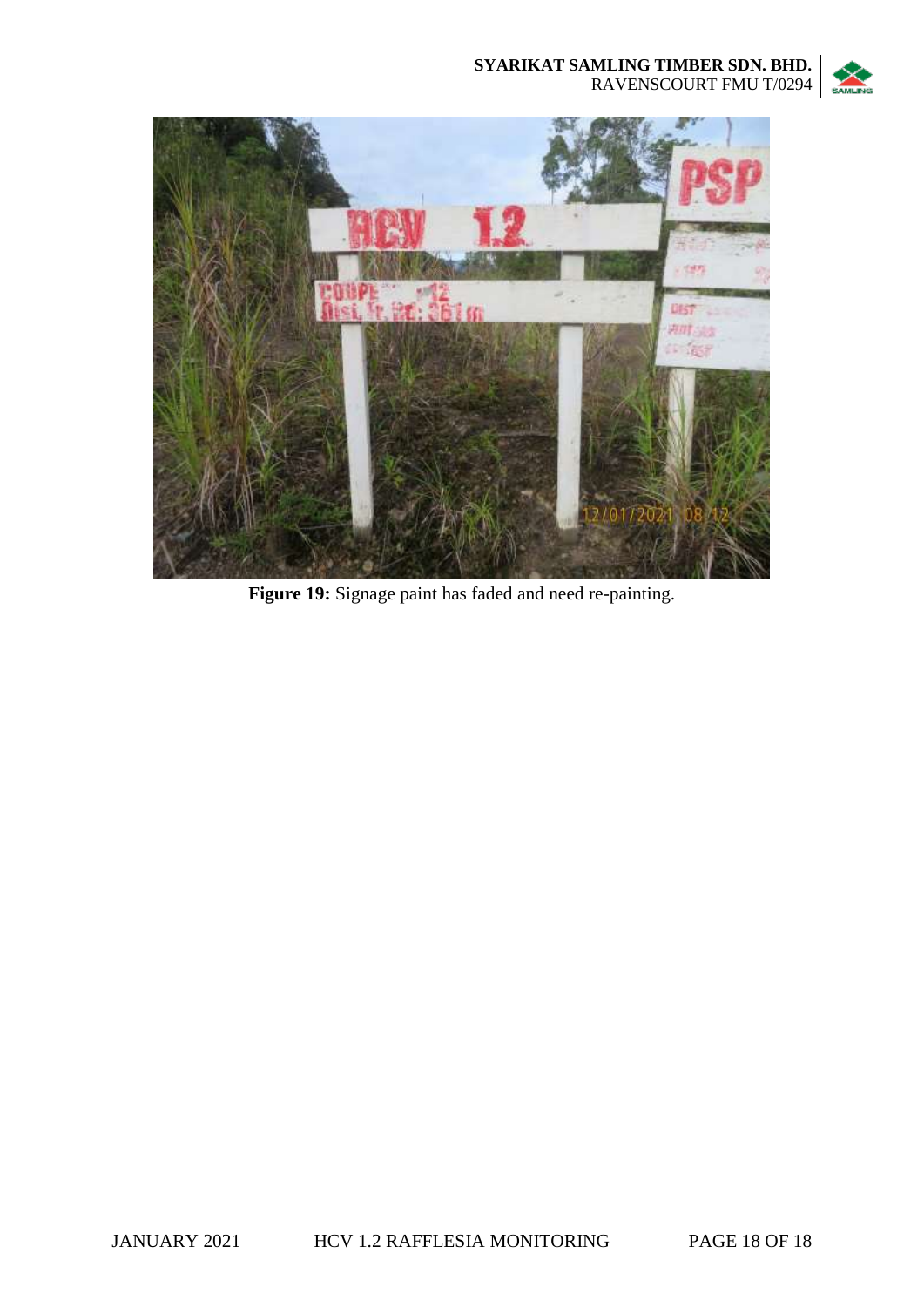**Figure 19:** Signage paint has faded and need re-painting.